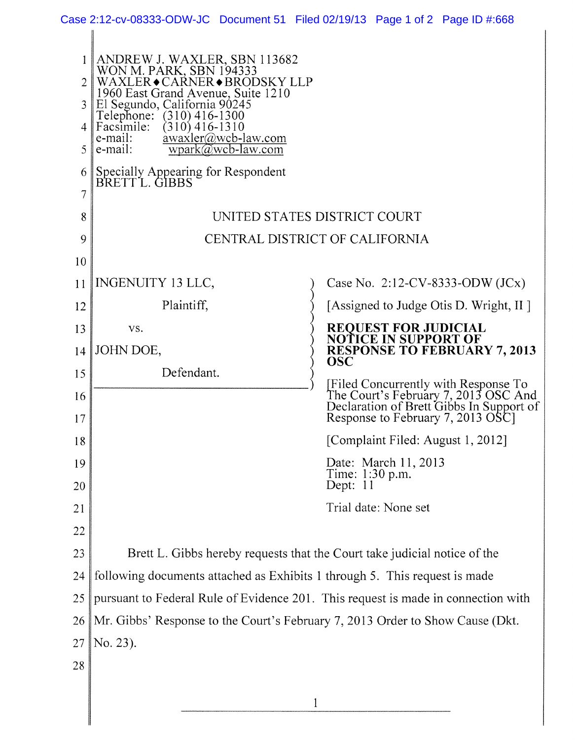ANDREW J. WAXLER, SBN 113682
WON M. PARK, SBN 194333
WAXLER♦CARNER♦BRODSKY LLP
1960 East Grand Avenue, Suite 1210
El Segundo, California 90245
Telephone: (310) 416-1300
Facsimile: (310) 416-1310
e-mail: awaxler@wcb-law.com
e-mail: wpark@wcb-law.com

Specially Appearing for Respondent
BRETT L. GIBBS

UNITED STATES DISTRICT COURT

CENTRAL DISTRICT OF CALIFORNIA

| | |
|---|---|
| INGENUITY 13 LLC,<br><br>Plaintiff,<br><br>vs.<br><br>JOHN DOE,<br><br>Defendant. | Case No. 2:12-CV-8333-ODW (JCx)<br><br>[Assigned to Judge Otis D. Wright, II ]<br><br>**REQUEST FOR JUDICIAL NOTICE IN SUPPORT OF RESPONSE TO FEBRUARY 7, 2013 OSC**<br><br>[Filed Concurrently with Response To The Court's February 7, 2013 OSC And Declaration of Brett Gibbs In Support of Response to February 7, 2013 OSC]<br><br>[Complaint Filed: August 1, 2012]<br><br>Date: March 11, 2013<br>Time: 1:30 p.m.<br>Dept: 11<br><br>Trial date: None set |

Brett L. Gibbs hereby requests that the Court take judicial notice of the following documents attached as Exhibits 1 through 5. This request is made pursuant to Federal Rule of Evidence 201. This request is made in connection with Mr. Gibbs' Response to the Court's February 7, 2013 Order to Show Cause (Dkt. No. 23).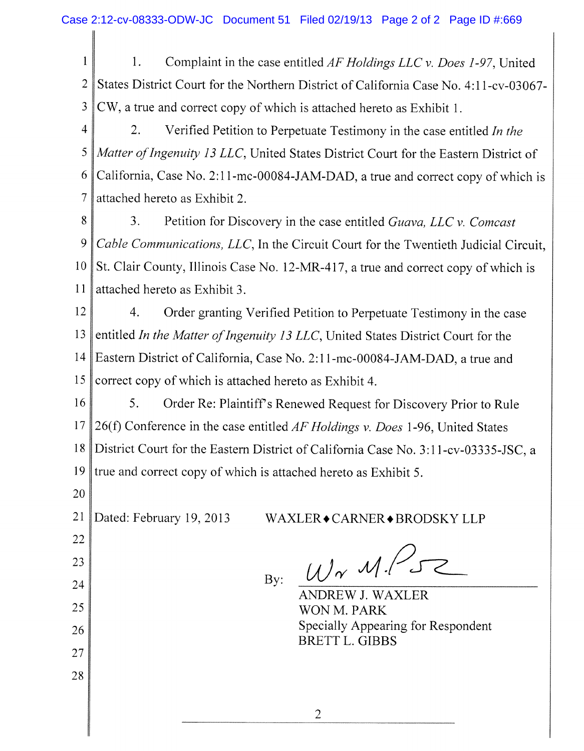1. Complaint in the case entitled *AF Holdings LLC v. Does 1-97*, United States District Court for the Northern District of California Case No. 4:11-cv-03067-CW, a true and correct copy of which is attached hereto as Exhibit 1.

2. Verified Petition to Perpetuate Testimony in the case entitled *In the Matter of Ingenuity 13 LLC*, United States District Court for the Eastern District of California, Case No. 2:11-mc-00084-JAM-DAD, a true and correct copy of which is attached hereto as Exhibit 2.

3. Petition for Discovery in the case entitled *Guava, LLC v. Comcast Cable Communications, LLC*, In the Circuit Court for the Twentieth Judicial Circuit, St. Clair County, Illinois Case No. 12-MR-417, a true and correct copy of which is attached hereto as Exhibit 3.

4. Order granting Verified Petition to Perpetuate Testimony in the case entitled *In the Matter of Ingenuity 13 LLC*, United States District Court for the Eastern District of California, Case No. 2:11-mc-00084-JAM-DAD, a true and correct copy of which is attached hereto as Exhibit 4.

5. Order Re: Plaintiff's Renewed Request for Discovery Prior to Rule 26(f) Conference in the case entitled *AF Holdings v. Does* 1-96, United States District Court for the Eastern District of California Case No. 3:11-cv-03335-JSC, a true and correct copy of which is attached hereto as Exhibit 5.

Dated: February 19, 2013

WAXLER♦CARNER♦BRODSKY LLP

By: ______________________

ANDREW J. WAXLER
WON M. PARK
Specially Appearing for Respondent
BRETT L. GIBBS